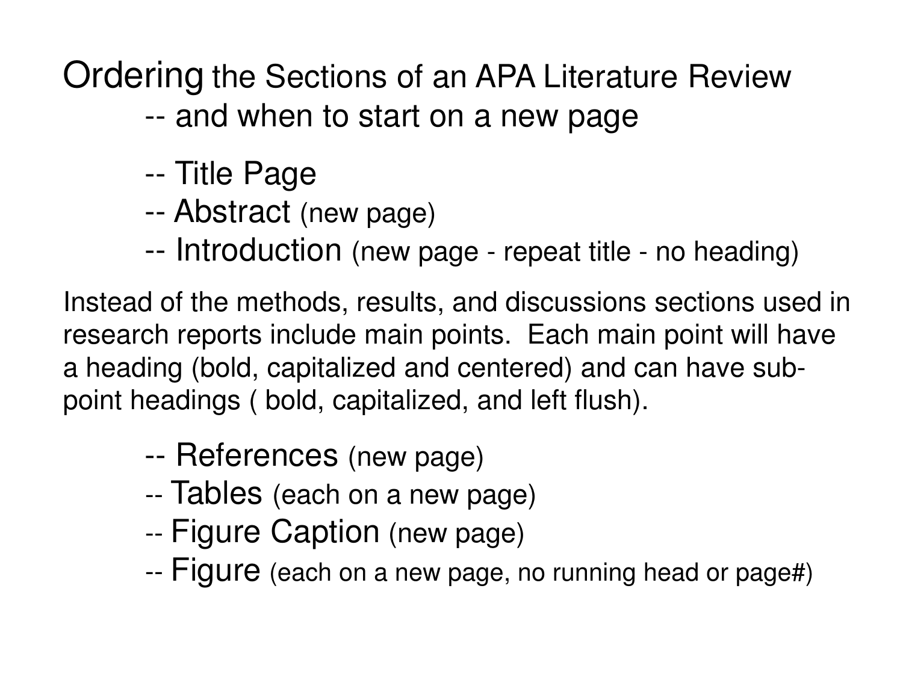# Ordering the Sections of an APA Literature Review

-- and when to start on a new page

-- Title Page
-- Abstract (new page)
-- Introduction (new page - repeat title - no heading)

Instead of the methods, results, and discussions sections used in research reports include main points. Each main point will have a heading (bold, capitalized and centered) and can have sub-point headings ( bold, capitalized, and left flush).

-- References (new page)
-- Tables (each on a new page)
-- Figure Caption (new page)
-- Figure (each on a new page, no running head or page#)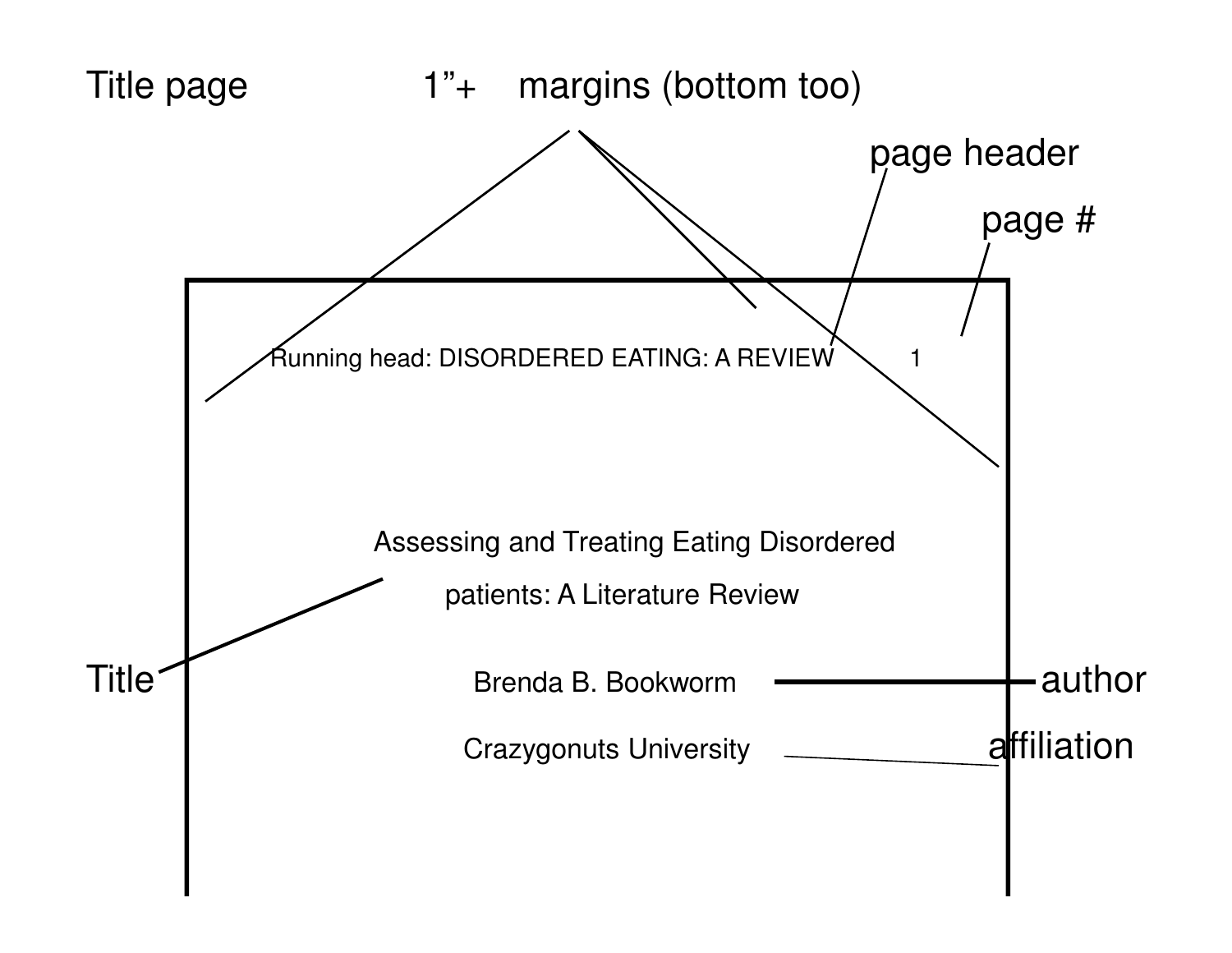Title page

1"+ margins (bottom too)

page header

page #

Running head: DISORDERED EATING: A REVIEW 1

Assessing and Treating Eating Disordered

patients: A Literature Review

Title

Brenda B. Bookworm

author

Crazygonuts University

affiliation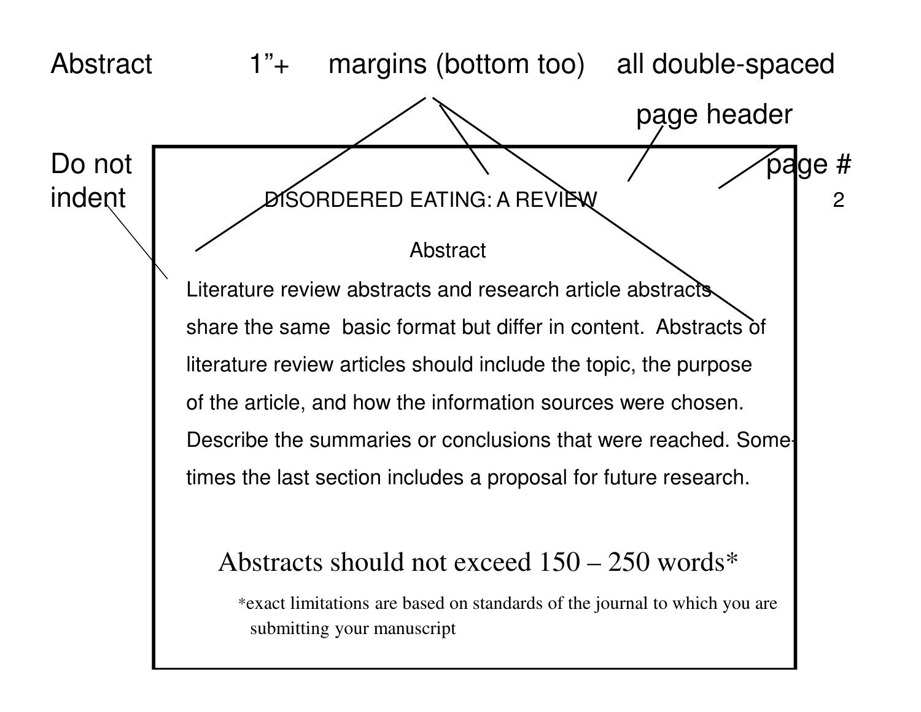Abstract 1"+ margins (bottom too) all double-spaced

page header

Do not indent

page #

DISORDERED EATING: A REVIEW 2

Abstract

Literature review abstracts and research article abstracts share the same basic format but differ in content. Abstracts of literature review articles should include the topic, the purpose of the article, and how the information sources were chosen. Describe the summaries or conclusions that were reached. Sometimes the last section includes a proposal for future research.

Abstracts should not exceed 150 – 250 words*

*exact limitations are based on standards of the journal to which you are submitting your manuscript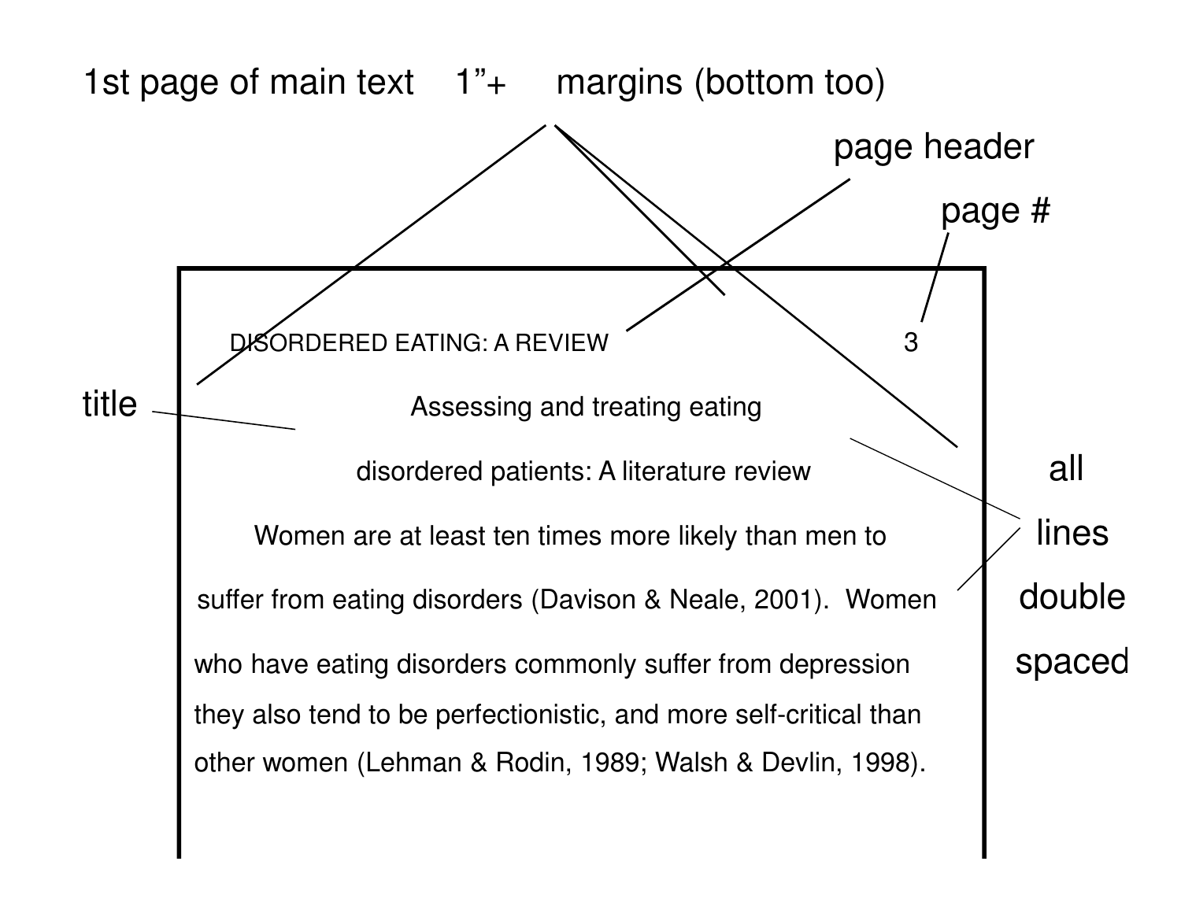1st page of main text 1"+ margins (bottom too)

page header

page #

DISORDERED EATING: A REVIEW 3

title

Assessing and treating eating

disordered patients: A literature review

Women are at least ten times more likely than men to

suffer from eating disorders (Davison & Neale, 2001). Women

who have eating disorders commonly suffer from depression

they also tend to be perfectionistic, and more self-critical than

other women (Lehman & Rodin, 1989; Walsh & Devlin, 1998).

all lines double spaced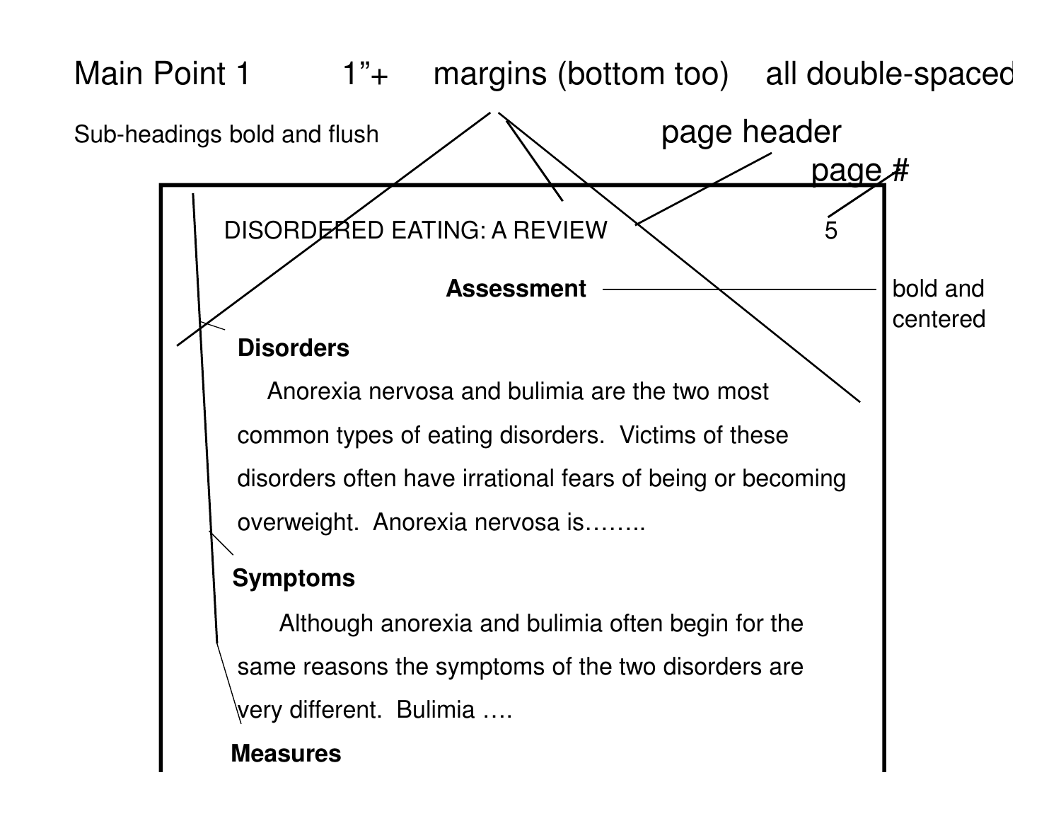Main Point 1 1"+ margins (bottom too) all double-spaced

Sub-headings bold and flush

page header

page #

DISORDERED EATING: A REVIEW 5

**Assessment**

bold and centered

**Disorders**

Anorexia nervosa and bulimia are the two most common types of eating disorders. Victims of these disorders often have irrational fears of being or becoming overweight. Anorexia nervosa is……..

**Symptoms**

Although anorexia and bulimia often begin for the same reasons the symptoms of the two disorders are very different. Bulimia ….

**Measures**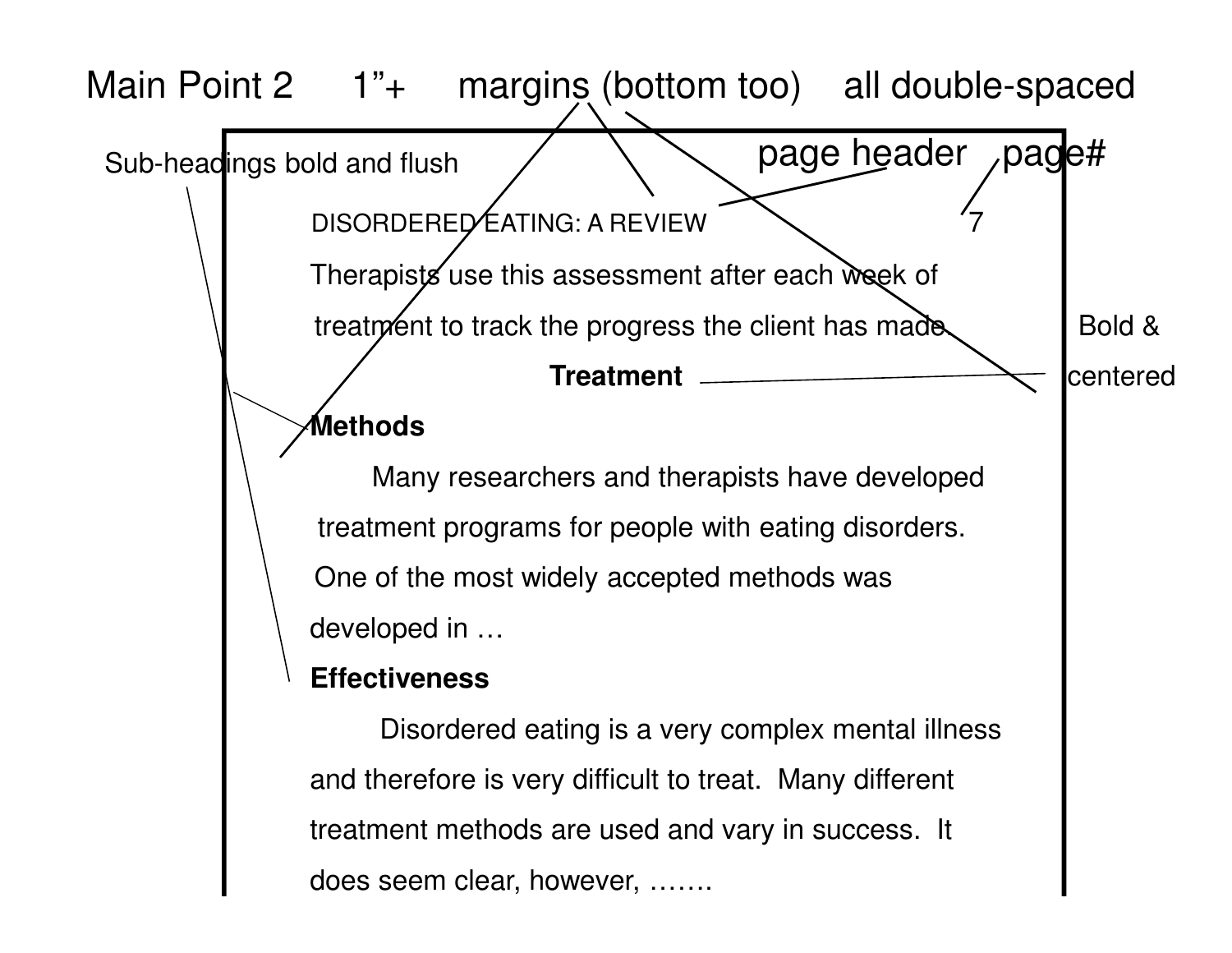Main Point 2 1"+ margins (bottom too) all double-spaced

Sub-headings bold and flush

page header page#

DISORDERED EATING: A REVIEW 7

Therapists use this assessment after each week of treatment to track the progress the client has made.

Bold & centered

**Treatment**

**Methods**

Many researchers and therapists have developed treatment programs for people with eating disorders. One of the most widely accepted methods was developed in …

**Effectiveness**

Disordered eating is a very complex mental illness and therefore is very difficult to treat. Many different treatment methods are used and vary in success. It does seem clear, however, …….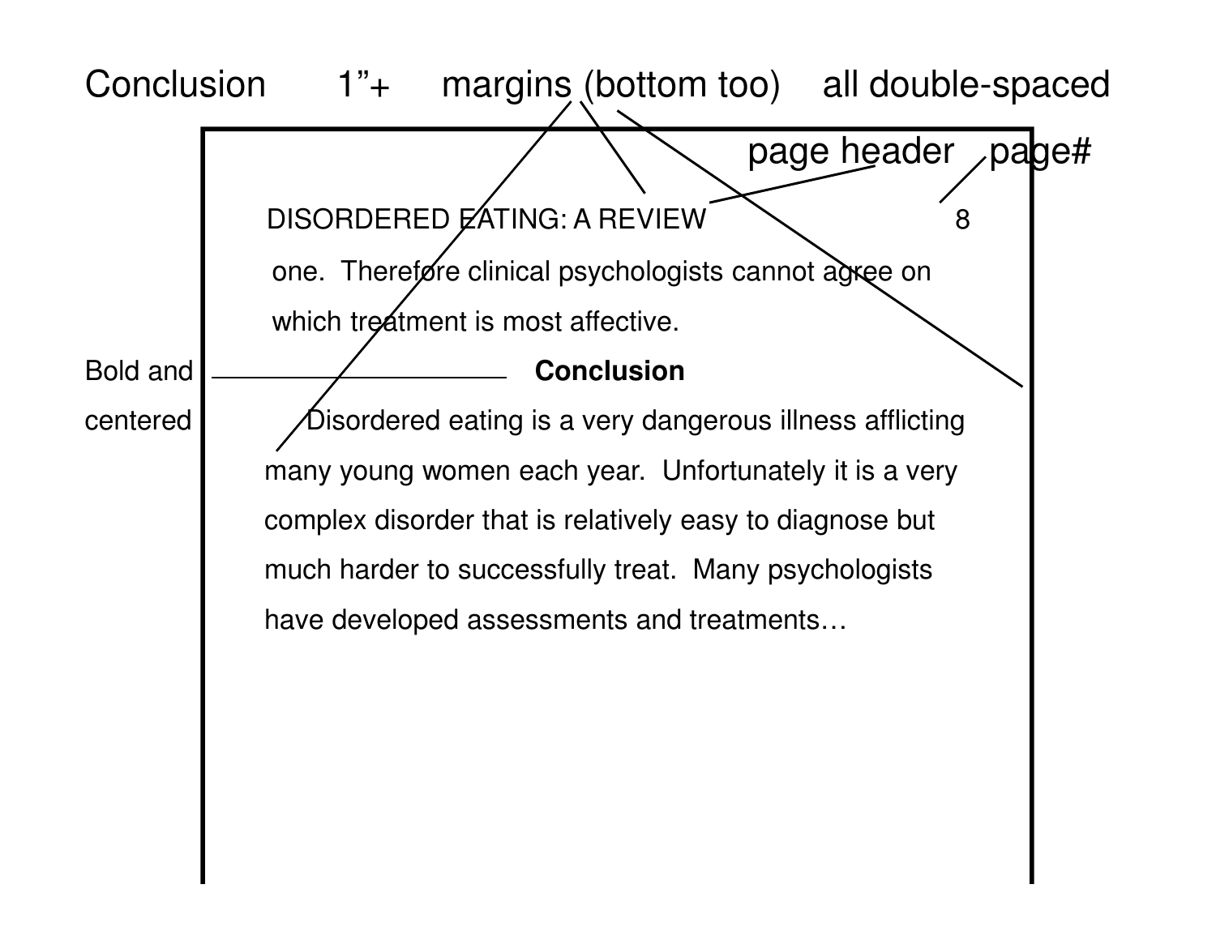Conclusion 1"+ margins (bottom too) all double-spaced

page header page#

DISORDERED EATING: A REVIEW 8

one. Therefore clinical psychologists cannot agree on which treatment is most affective.

Bold and centered

**Conclusion**

Disordered eating is a very dangerous illness afflicting many young women each year. Unfortunately it is a very complex disorder that is relatively easy to diagnose but much harder to successfully treat. Many psychologists have developed assessments and treatments…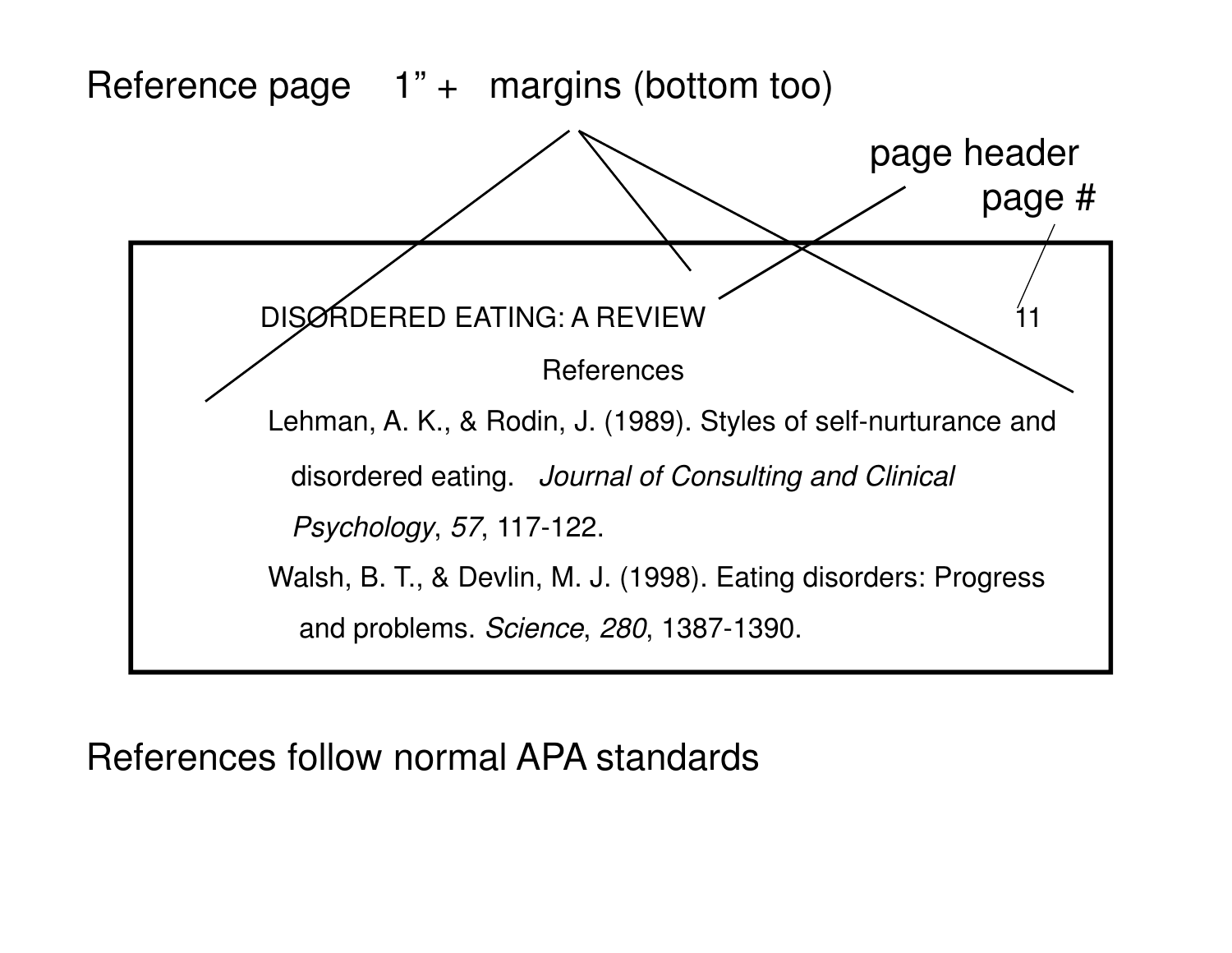Reference page 1" + margins (bottom too)

page header

page #

DISORDERED EATING: A REVIEW 11

References

Lehman, A. K., & Rodin, J. (1989). Styles of self-nurturance and disordered eating. *Journal of Consulting and Clinical Psychology*, *57*, 117-122.

Walsh, B. T., & Devlin, M. J. (1998). Eating disorders: Progress and problems. *Science*, *280*, 1387-1390.

References follow normal APA standards